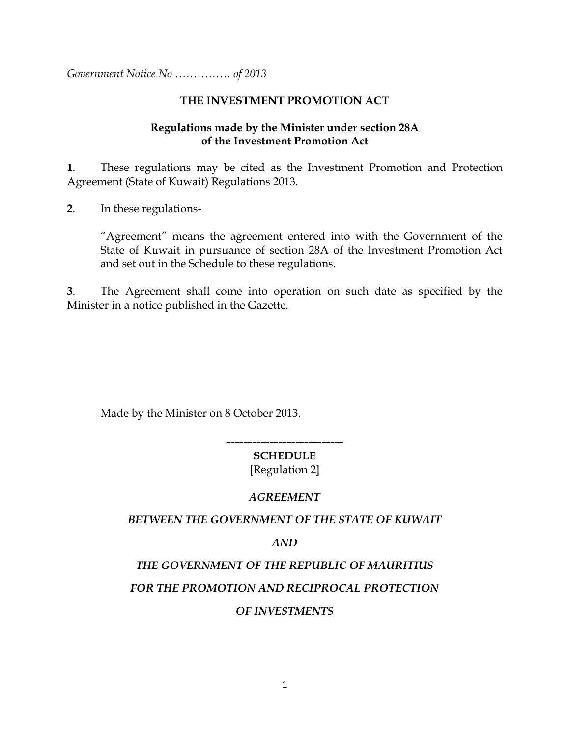*Government Notice No …………… of 2013*

## THE INVESTMENT PROMOTION ACT

### Regulations made by the Minister under section 28A of the Investment Promotion Act

**1**. These regulations may be cited as the Investment Promotion and Protection Agreement (State of Kuwait) Regulations 2013.

**2**. In these regulations-

"Agreement" means the agreement entered into with the Government of the State of Kuwait in pursuance of section 28A of the Investment Promotion Act and set out in the Schedule to these regulations.

**3**. The Agreement shall come into operation on such date as specified by the Minister in a notice published in the Gazette.

Made by the Minister on 8 October 2013.

---

**SCHEDULE**

[Regulation 2]

***AGREEMENT***

***BETWEEN THE GOVERNMENT OF THE STATE OF KUWAIT***

***AND***

***THE GOVERNMENT OF THE REPUBLIC OF MAURITIUS***

***FOR THE PROMOTION AND RECIPROCAL PROTECTION***

***OF INVESTMENTS***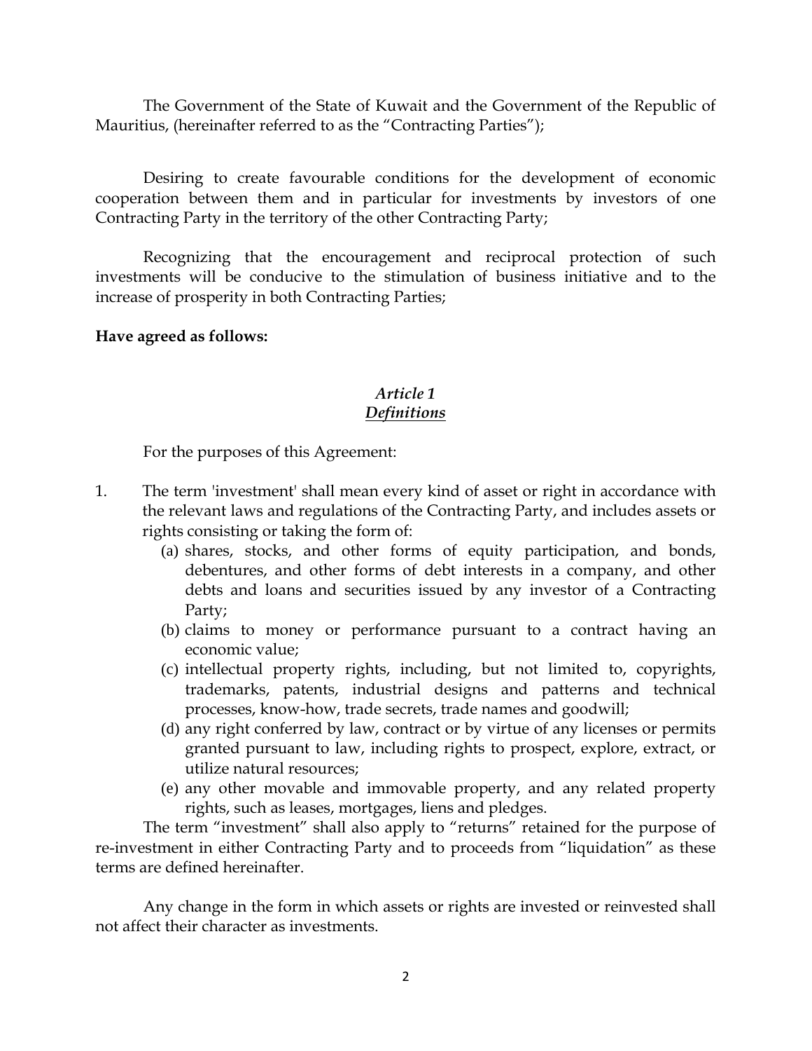The Government of the State of Kuwait and the Government of the Republic of Mauritius, (hereinafter referred to as the "Contracting Parties");

Desiring to create favourable conditions for the development of economic cooperation between them and in particular for investments by investors of one Contracting Party in the territory of the other Contracting Party;

Recognizing that the encouragement and reciprocal protection of such investments will be conducive to the stimulation of business initiative and to the increase of prosperity in both Contracting Parties;

**Have agreed as follows:**

### *Article 1*
### *Definitions*

For the purposes of this Agreement:

1. The term 'investment' shall mean every kind of asset or right in accordance with the relevant laws and regulations of the Contracting Party, and includes assets or rights consisting or taking the form of:
   (a) shares, stocks, and other forms of equity participation, and bonds, debentures, and other forms of debt interests in a company, and other debts and loans and securities issued by any investor of a Contracting Party;
   (b) claims to money or performance pursuant to a contract having an economic value;
   (c) intellectual property rights, including, but not limited to, copyrights, trademarks, patents, industrial designs and patterns and technical processes, know-how, trade secrets, trade names and goodwill;
   (d) any right conferred by law, contract or by virtue of any licenses or permits granted pursuant to law, including rights to prospect, explore, extract, or utilize natural resources;
   (e) any other movable and immovable property, and any related property rights, such as leases, mortgages, liens and pledges.

The term "investment" shall also apply to "returns" retained for the purpose of re-investment in either Contracting Party and to proceeds from "liquidation" as these terms are defined hereinafter.

Any change in the form in which assets or rights are invested or reinvested shall not affect their character as investments.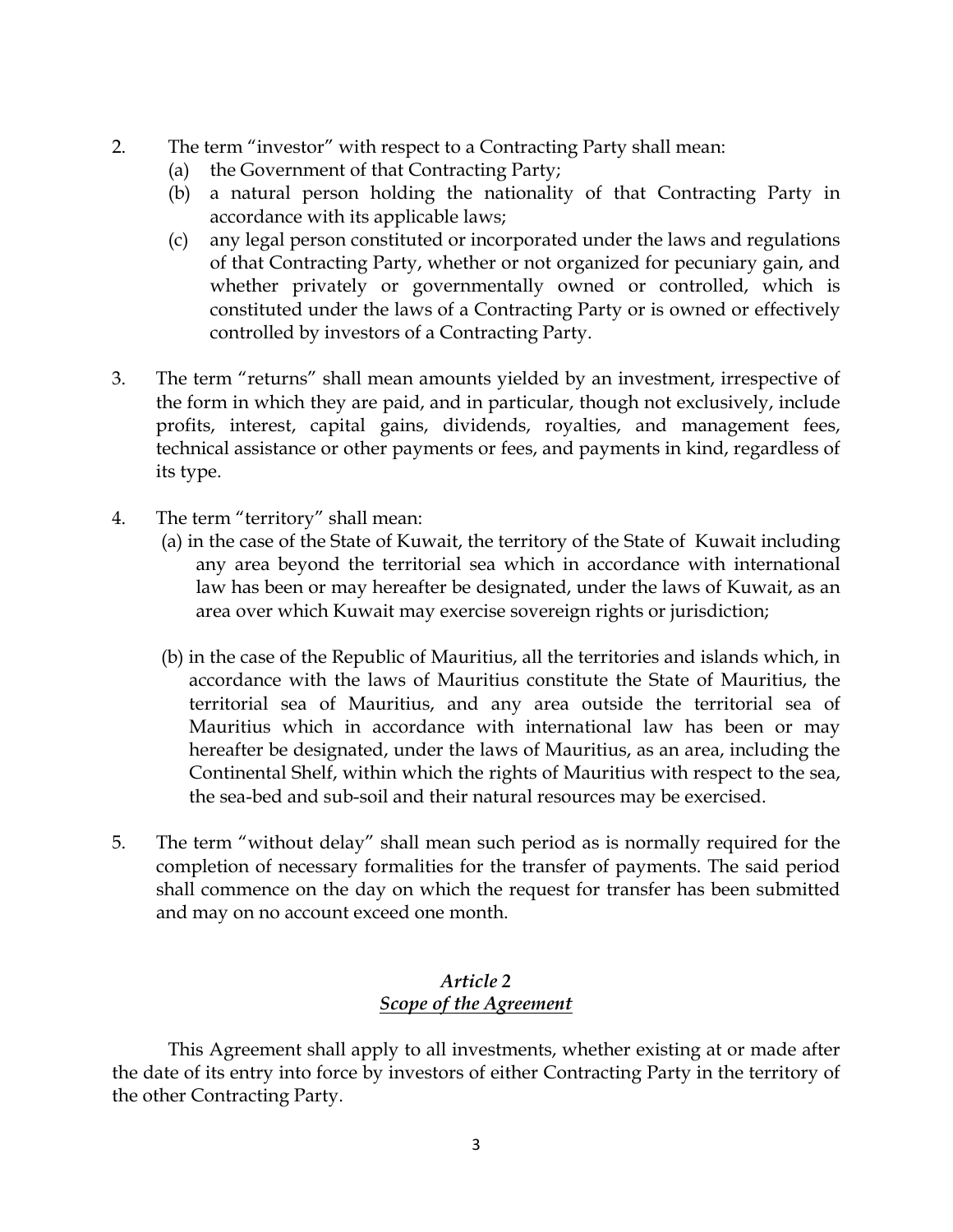2. The term "investor" with respect to a Contracting Party shall mean:
   (a) the Government of that Contracting Party;
   (b) a natural person holding the nationality of that Contracting Party in accordance with its applicable laws;
   (c) any legal person constituted or incorporated under the laws and regulations of that Contracting Party, whether or not organized for pecuniary gain, and whether privately or governmentally owned or controlled, which is constituted under the laws of a Contracting Party or is owned or effectively controlled by investors of a Contracting Party.

3. The term "returns" shall mean amounts yielded by an investment, irrespective of the form in which they are paid, and in particular, though not exclusively, include profits, interest, capital gains, dividends, royalties, and management fees, technical assistance or other payments or fees, and payments in kind, regardless of its type.

4. The term "territory" shall mean:
   (a) in the case of the State of Kuwait, the territory of the State of Kuwait including any area beyond the territorial sea which in accordance with international law has been or may hereafter be designated, under the laws of Kuwait, as an area over which Kuwait may exercise sovereign rights or jurisdiction;

   (b) in the case of the Republic of Mauritius, all the territories and islands which, in accordance with the laws of Mauritius constitute the State of Mauritius, the territorial sea of Mauritius, and any area outside the territorial sea of Mauritius which in accordance with international law has been or may hereafter be designated, under the laws of Mauritius, as an area, including the Continental Shelf, within which the rights of Mauritius with respect to the sea, the sea-bed and sub-soil and their natural resources may be exercised.

5. The term "without delay" shall mean such period as is normally required for the completion of necessary formalities for the transfer of payments. The said period shall commence on the day on which the request for transfer has been submitted and may on no account exceed one month.

## *Article 2*
## ***Scope of the Agreement***

This Agreement shall apply to all investments, whether existing at or made after the date of its entry into force by investors of either Contracting Party in the territory of the other Contracting Party.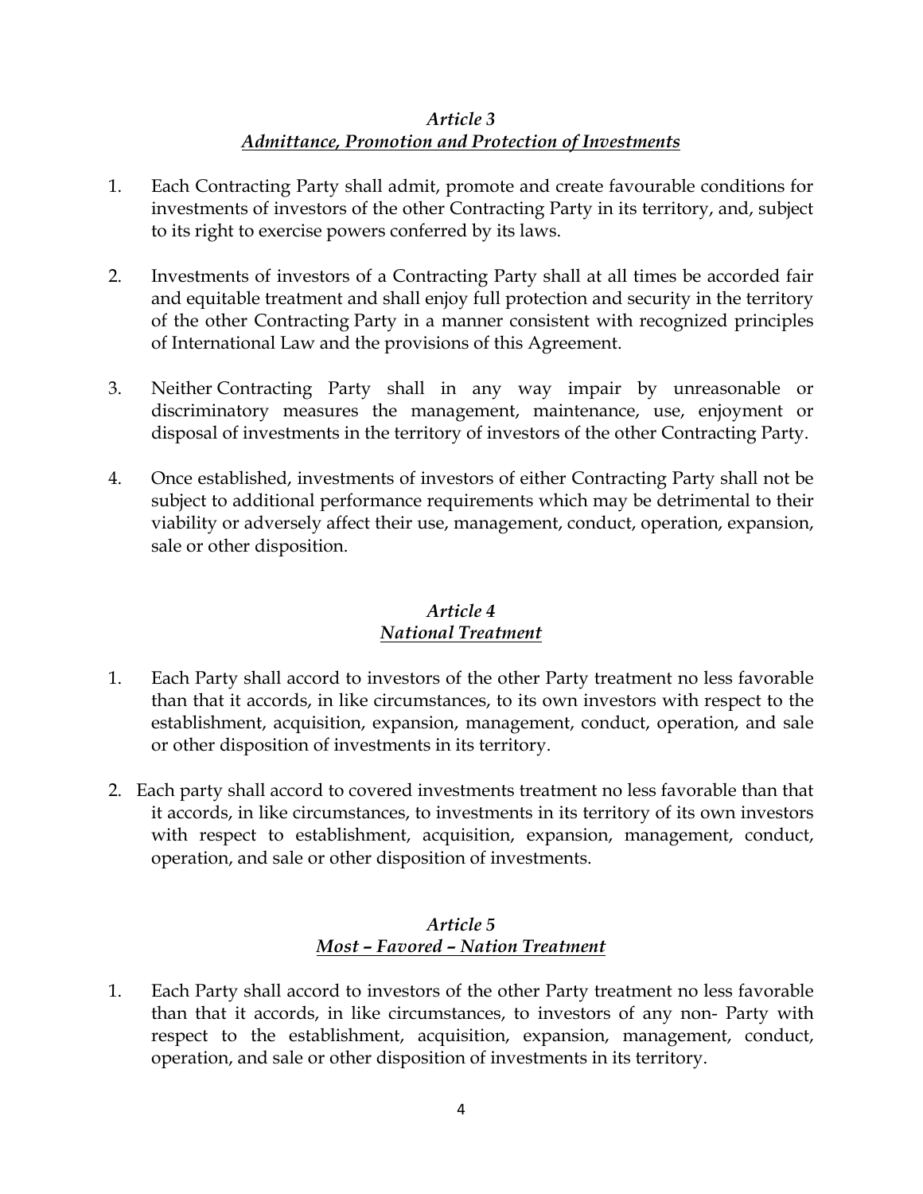### *Article 3*
### *Admittance, Promotion and Protection of Investments*

1. Each Contracting Party shall admit, promote and create favourable conditions for investments of investors of the other Contracting Party in its territory, and, subject to its right to exercise powers conferred by its laws.

2. Investments of investors of a Contracting Party shall at all times be accorded fair and equitable treatment and shall enjoy full protection and security in the territory of the other Contracting Party in a manner consistent with recognized principles of International Law and the provisions of this Agreement.

3. Neither Contracting Party shall in any way impair by unreasonable or discriminatory measures the management, maintenance, use, enjoyment or disposal of investments in the territory of investors of the other Contracting Party.

4. Once established, investments of investors of either Contracting Party shall not be subject to additional performance requirements which may be detrimental to their viability or adversely affect their use, management, conduct, operation, expansion, sale or other disposition.

### *Article 4*
### *National Treatment*

1. Each Party shall accord to investors of the other Party treatment no less favorable than that it accords, in like circumstances, to its own investors with respect to the establishment, acquisition, expansion, management, conduct, operation, and sale or other disposition of investments in its territory.

2. Each party shall accord to covered investments treatment no less favorable than that it accords, in like circumstances, to investments in its territory of its own investors with respect to establishment, acquisition, expansion, management, conduct, operation, and sale or other disposition of investments.

### *Article 5*
### *Most – Favored – Nation Treatment*

1. Each Party shall accord to investors of the other Party treatment no less favorable than that it accords, in like circumstances, to investors of any non- Party with respect to the establishment, acquisition, expansion, management, conduct, operation, and sale or other disposition of investments in its territory.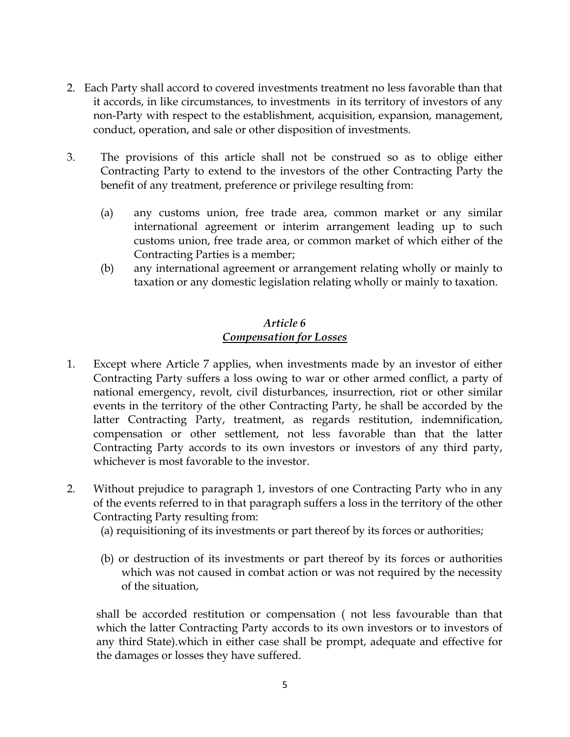2. Each Party shall accord to covered investments treatment no less favorable than that it accords, in like circumstances, to investments in its territory of investors of any non-Party with respect to the establishment, acquisition, expansion, management, conduct, operation, and sale or other disposition of investments.

3. The provisions of this article shall not be construed so as to oblige either Contracting Party to extend to the investors of the other Contracting Party the benefit of any treatment, preference or privilege resulting from:

   (a) any customs union, free trade area, common market or any similar international agreement or interim arrangement leading up to such customs union, free trade area, or common market of which either of the Contracting Parties is a member;

   (b) any international agreement or arrangement relating wholly or mainly to taxation or any domestic legislation relating wholly or mainly to taxation.

### *Article 6*
### ***Compensation for Losses***

1. Except where Article 7 applies, when investments made by an investor of either Contracting Party suffers a loss owing to war or other armed conflict, a party of national emergency, revolt, civil disturbances, insurrection, riot or other similar events in the territory of the other Contracting Party, he shall be accorded by the latter Contracting Party, treatment, as regards restitution, indemnification, compensation or other settlement, not less favorable than that the latter Contracting Party accords to its own investors or investors of any third party, whichever is most favorable to the investor.

2. Without prejudice to paragraph 1, investors of one Contracting Party who in any of the events referred to in that paragraph suffers a loss in the territory of the other Contracting Party resulting from:

   (a) requisitioning of its investments or part thereof by its forces or authorities;

   (b) or destruction of its investments or part thereof by its forces or authorities which was not caused in combat action or was not required by the necessity of the situation,

   shall be accorded restitution or compensation ( not less favourable than that which the latter Contracting Party accords to its own investors or to investors of any third State).which in either case shall be prompt, adequate and effective for the damages or losses they have suffered.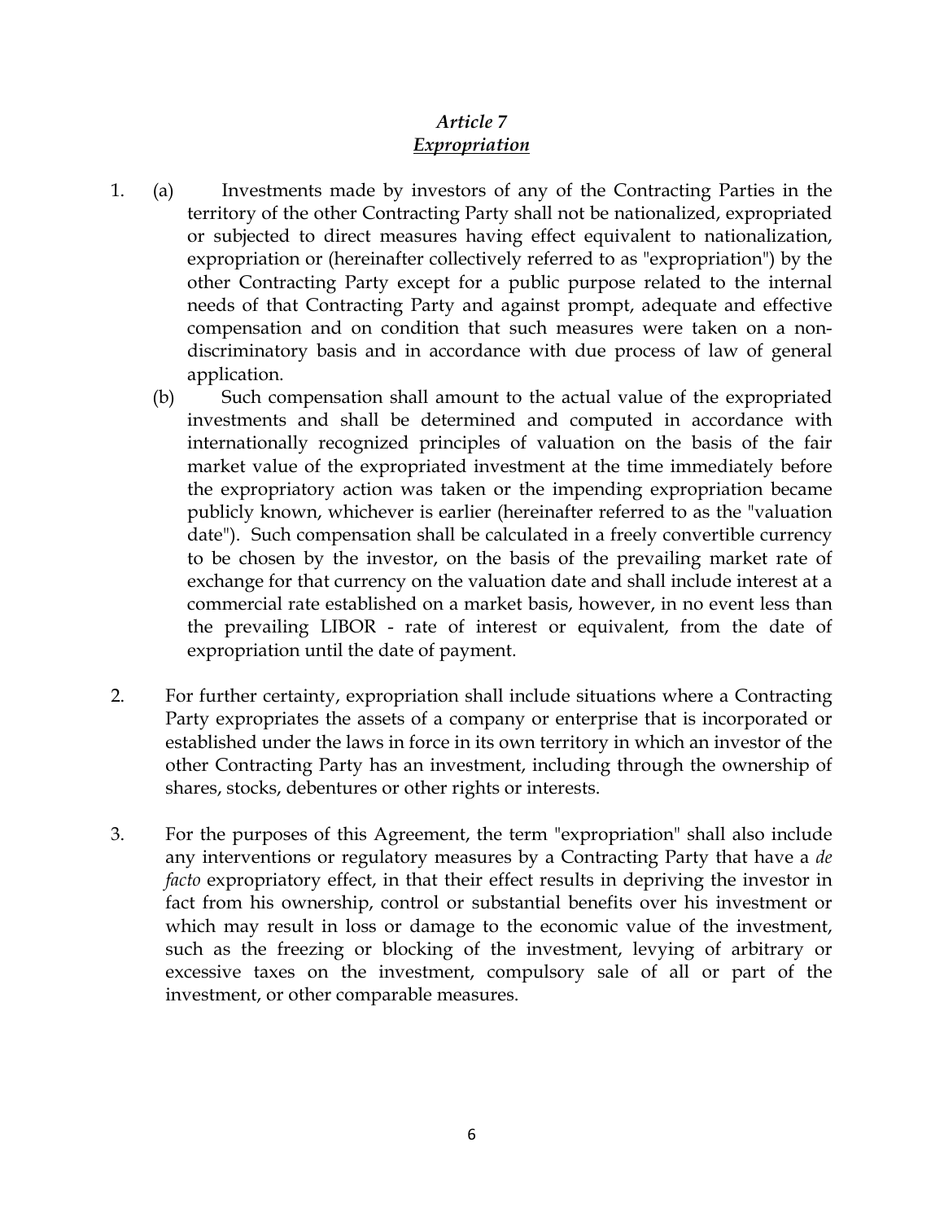### *Article 7*
### ***Expropriation***

1. (a) Investments made by investors of any of the Contracting Parties in the territory of the other Contracting Party shall not be nationalized, expropriated or subjected to direct measures having effect equivalent to nationalization, expropriation or (hereinafter collectively referred to as "expropriation") by the other Contracting Party except for a public purpose related to the internal needs of that Contracting Party and against prompt, adequate and effective compensation and on condition that such measures were taken on a non-discriminatory basis and in accordance with due process of law of general application.

   (b) Such compensation shall amount to the actual value of the expropriated investments and shall be determined and computed in accordance with internationally recognized principles of valuation on the basis of the fair market value of the expropriated investment at the time immediately before the expropriatory action was taken or the impending expropriation became publicly known, whichever is earlier (hereinafter referred to as the "valuation date"). Such compensation shall be calculated in a freely convertible currency to be chosen by the investor, on the basis of the prevailing market rate of exchange for that currency on the valuation date and shall include interest at a commercial rate established on a market basis, however, in no event less than the prevailing LIBOR - rate of interest or equivalent, from the date of expropriation until the date of payment.

2. For further certainty, expropriation shall include situations where a Contracting Party expropriates the assets of a company or enterprise that is incorporated or established under the laws in force in its own territory in which an investor of the other Contracting Party has an investment, including through the ownership of shares, stocks, debentures or other rights or interests.

3. For the purposes of this Agreement, the term "expropriation" shall also include any interventions or regulatory measures by a Contracting Party that have a *de facto* expropriatory effect, in that their effect results in depriving the investor in fact from his ownership, control or substantial benefits over his investment or which may result in loss or damage to the economic value of the investment, such as the freezing or blocking of the investment, levying of arbitrary or excessive taxes on the investment, compulsory sale of all or part of the investment, or other comparable measures.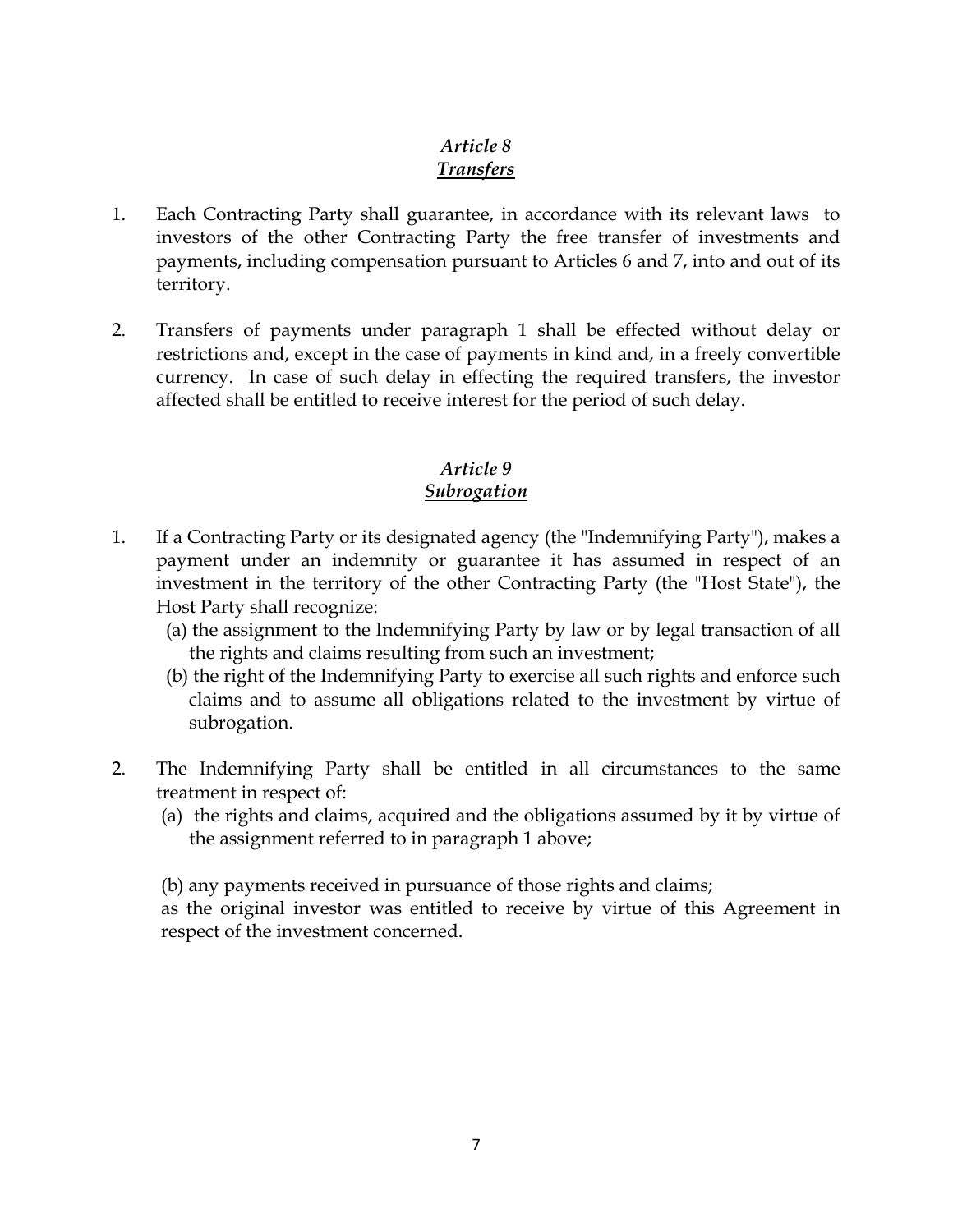### *Article 8*
### ***Transfers***

1. Each Contracting Party shall guarantee, in accordance with its relevant laws  to investors of the other Contracting Party the free transfer of investments and payments, including compensation pursuant to Articles 6 and 7, into and out of its territory.

2. Transfers of payments under paragraph 1 shall be effected without delay or restrictions and, except in the case of payments in kind and, in a freely convertible currency.  In case of such delay in effecting the required transfers, the investor affected shall be entitled to receive interest for the period of such delay.

### *Article 9*
### ***Subrogation***

1. If a Contracting Party or its designated agency (the "Indemnifying Party"), makes a payment under an indemnity or guarantee it has assumed in respect of an investment in the territory of the other Contracting Party (the "Host State"), the Host Party shall recognize:
   (a) the assignment to the Indemnifying Party by law or by legal transaction of all the rights and claims resulting from such an investment;
   (b) the right of the Indemnifying Party to exercise all such rights and enforce such claims and to assume all obligations related to the investment by virtue of subrogation.

2. The Indemnifying Party shall be entitled in all circumstances to the same treatment in respect of:
   (a) the rights and claims, acquired and the obligations assumed by it by virtue of the assignment referred to in paragraph 1 above;

   (b) any payments received in pursuance of those rights and claims;
   as the original investor was entitled to receive by virtue of this Agreement in respect of the investment concerned.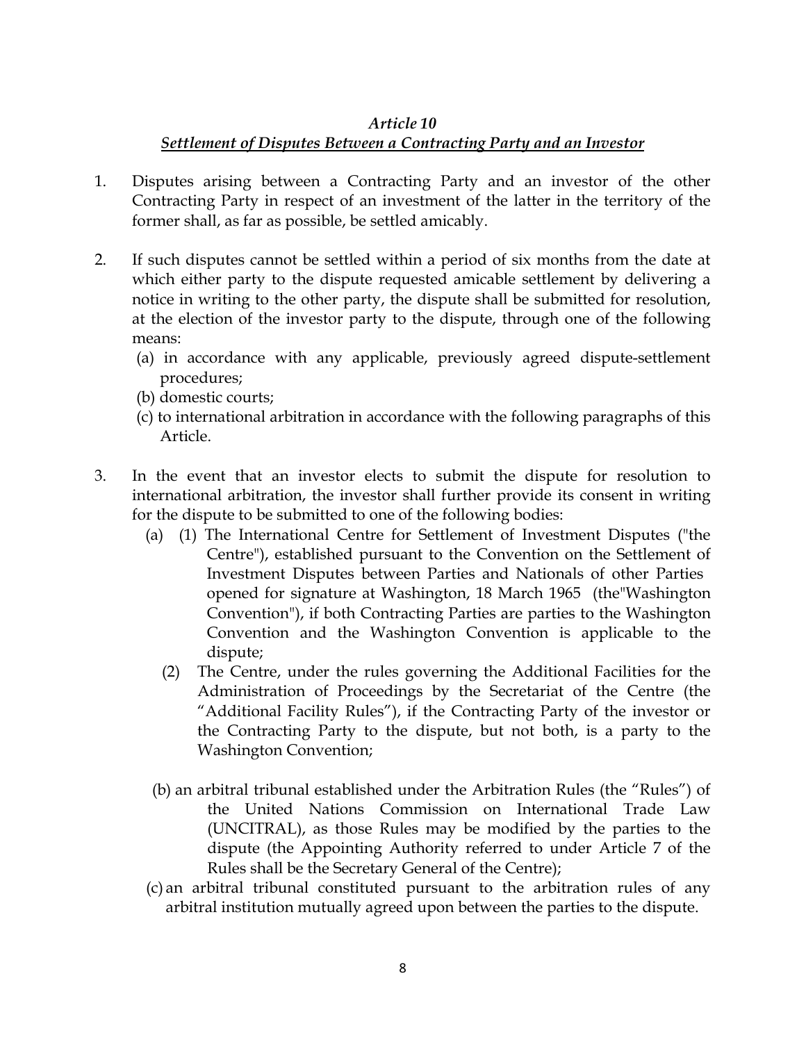### *Article 10*

### *Settlement of Disputes Between a Contracting Party and an Investor*

1. Disputes arising between a Contracting Party and an investor of the other Contracting Party in respect of an investment of the latter in the territory of the former shall, as far as possible, be settled amicably.

2. If such disputes cannot be settled within a period of six months from the date at which either party to the dispute requested amicable settlement by delivering a notice in writing to the other party, the dispute shall be submitted for resolution, at the election of the investor party to the dispute, through one of the following means:
   (a) in accordance with any applicable, previously agreed dispute-settlement procedures;
   (b) domestic courts;
   (c) to international arbitration in accordance with the following paragraphs of this Article.

3. In the event that an investor elects to submit the dispute for resolution to international arbitration, the investor shall further provide its consent in writing for the dispute to be submitted to one of the following bodies:
   (a) (1) The International Centre for Settlement of Investment Disputes ("the Centre"), established pursuant to the Convention on the Settlement of Investment Disputes between Parties and Nationals of other Parties opened for signature at Washington, 18 March 1965 (the"Washington Convention"), if both Contracting Parties are parties to the Washington Convention and the Washington Convention is applicable to the dispute;
   (2) The Centre, under the rules governing the Additional Facilities for the Administration of Proceedings by the Secretariat of the Centre (the "Additional Facility Rules"), if the Contracting Party of the investor or the Contracting Party to the dispute, but not both, is a party to the Washington Convention;

   (b) an arbitral tribunal established under the Arbitration Rules (the "Rules") of the United Nations Commission on International Trade Law (UNCITRAL), as those Rules may be modified by the parties to the dispute (the Appointing Authority referred to under Article 7 of the Rules shall be the Secretary General of the Centre);
   (c) an arbitral tribunal constituted pursuant to the arbitration rules of any arbitral institution mutually agreed upon between the parties to the dispute.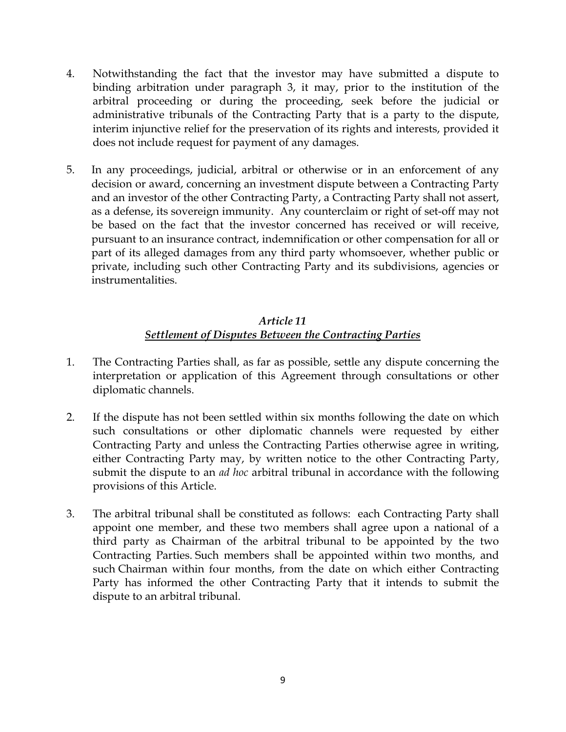4. Notwithstanding the fact that the investor may have submitted a dispute to binding arbitration under paragraph 3, it may, prior to the institution of the arbitral proceeding or during the proceeding, seek before the judicial or administrative tribunals of the Contracting Party that is a party to the dispute, interim injunctive relief for the preservation of its rights and interests, provided it does not include request for payment of any damages.

5. In any proceedings, judicial, arbitral or otherwise or in an enforcement of any decision or award, concerning an investment dispute between a Contracting Party and an investor of the other Contracting Party, a Contracting Party shall not assert, as a defense, its sovereign immunity. Any counterclaim or right of set-off may not be based on the fact that the investor concerned has received or will receive, pursuant to an insurance contract, indemnification or other compensation for all or part of its alleged damages from any third party whomsoever, whether public or private, including such other Contracting Party and its subdivisions, agencies or instrumentalities.

## *Article 11*
## ***Settlement of Disputes Between the Contracting Parties***

1. The Contracting Parties shall, as far as possible, settle any dispute concerning the interpretation or application of this Agreement through consultations or other diplomatic channels.

2. If the dispute has not been settled within six months following the date on which such consultations or other diplomatic channels were requested by either Contracting Party and unless the Contracting Parties otherwise agree in writing, either Contracting Party may, by written notice to the other Contracting Party, submit the dispute to an *ad hoc* arbitral tribunal in accordance with the following provisions of this Article.

3. The arbitral tribunal shall be constituted as follows: each Contracting Party shall appoint one member, and these two members shall agree upon a national of a third party as Chairman of the arbitral tribunal to be appointed by the two Contracting Parties. Such members shall be appointed within two months, and such Chairman within four months, from the date on which either Contracting Party has informed the other Contracting Party that it intends to submit the dispute to an arbitral tribunal.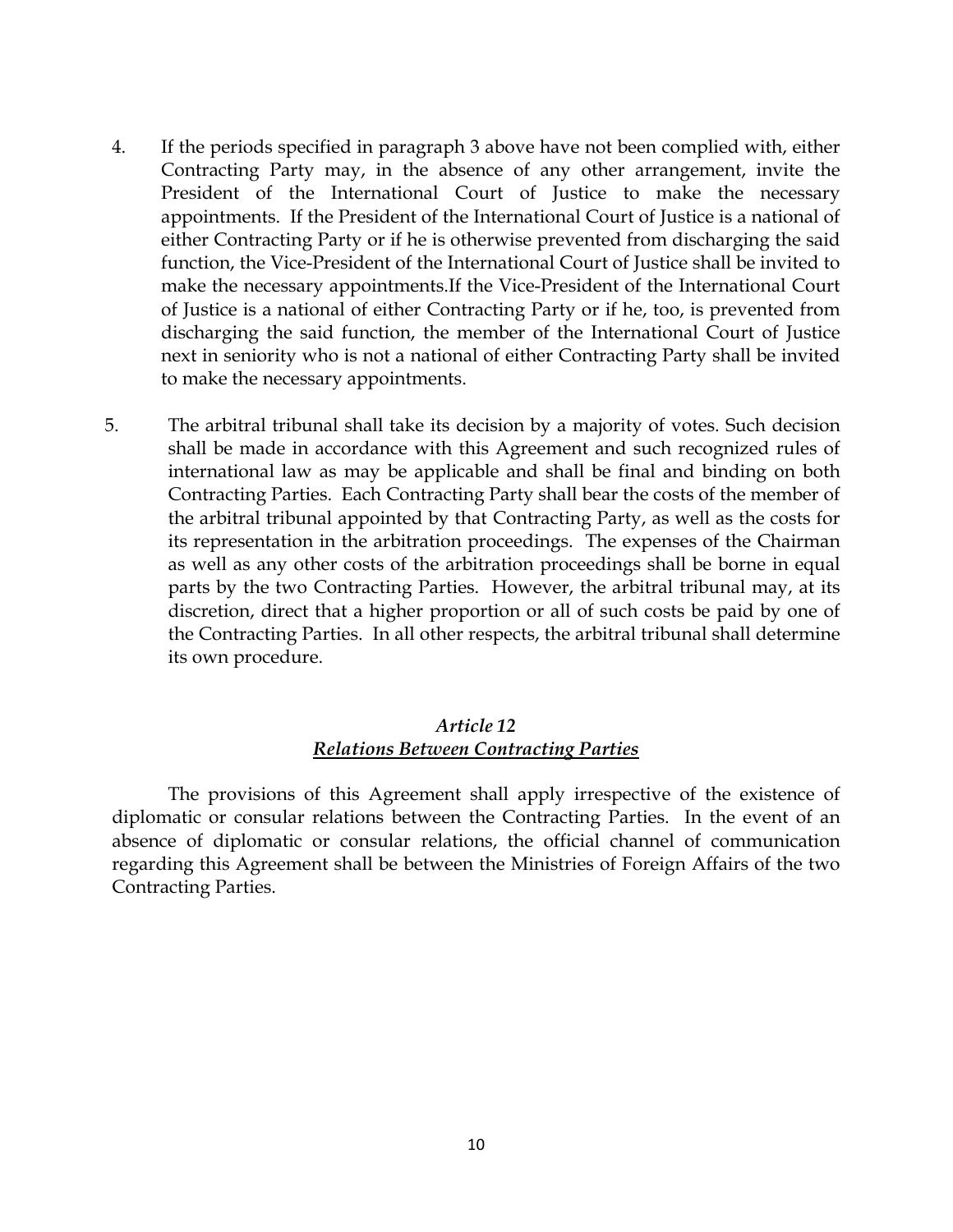4. If the periods specified in paragraph 3 above have not been complied with, either Contracting Party may, in the absence of any other arrangement, invite the President of the International Court of Justice to make the necessary appointments. If the President of the International Court of Justice is a national of either Contracting Party or if he is otherwise prevented from discharging the said function, the Vice-President of the International Court of Justice shall be invited to make the necessary appointments.If the Vice-President of the International Court of Justice is a national of either Contracting Party or if he, too, is prevented from discharging the said function, the member of the International Court of Justice next in seniority who is not a national of either Contracting Party shall be invited to make the necessary appointments.

5. The arbitral tribunal shall take its decision by a majority of votes. Such decision shall be made in accordance with this Agreement and such recognized rules of international law as may be applicable and shall be final and binding on both Contracting Parties. Each Contracting Party shall bear the costs of the member of the arbitral tribunal appointed by that Contracting Party, as well as the costs for its representation in the arbitration proceedings. The expenses of the Chairman as well as any other costs of the arbitration proceedings shall be borne in equal parts by the two Contracting Parties. However, the arbitral tribunal may, at its discretion, direct that a higher proportion or all of such costs be paid by one of the Contracting Parties. In all other respects, the arbitral tribunal shall determine its own procedure.

### *Article 12*
### ***Relations Between Contracting Parties***

The provisions of this Agreement shall apply irrespective of the existence of diplomatic or consular relations between the Contracting Parties. In the event of an absence of diplomatic or consular relations, the official channel of communication regarding this Agreement shall be between the Ministries of Foreign Affairs of the two Contracting Parties.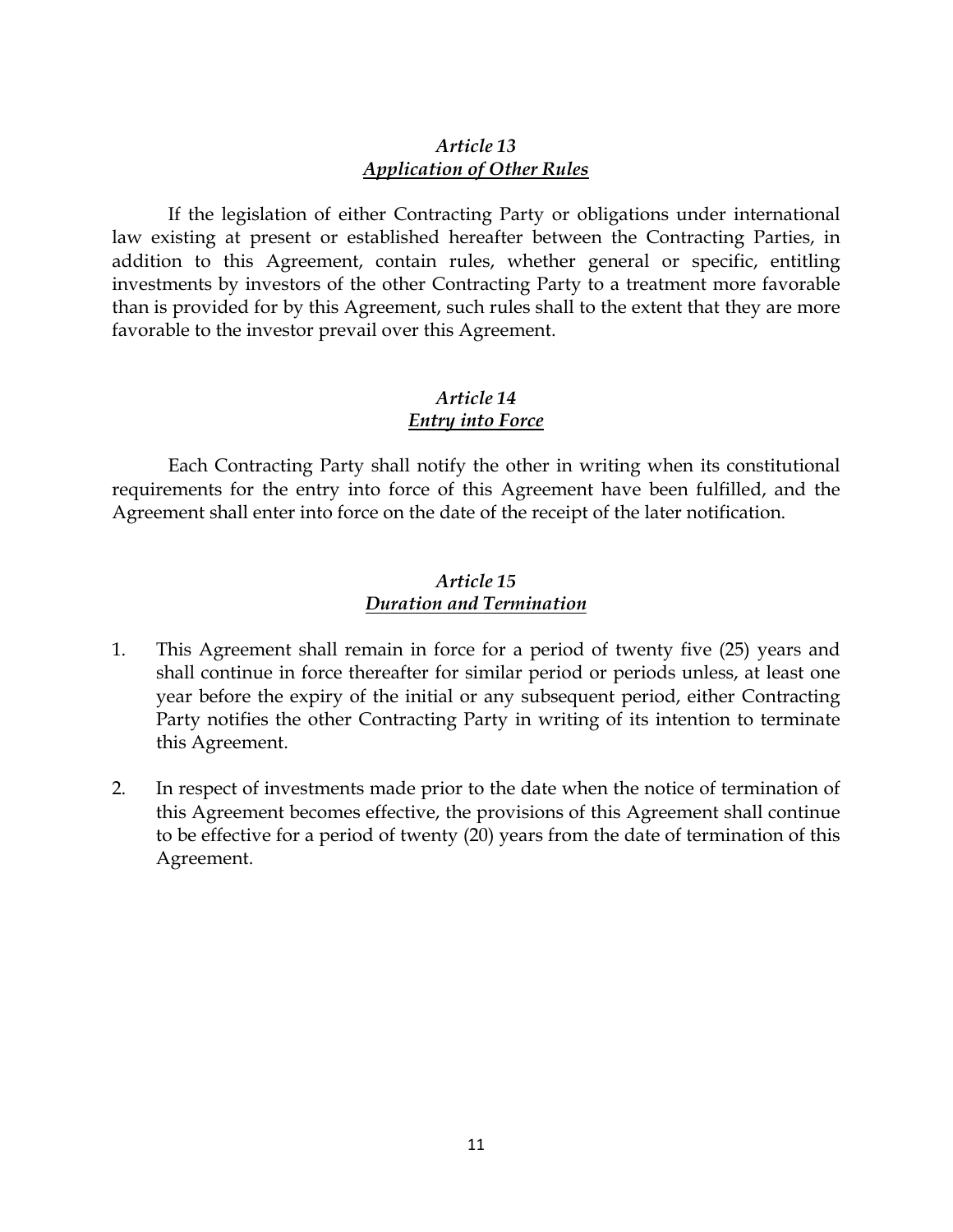### *Article 13*
### ***Application of Other Rules***

If the legislation of either Contracting Party or obligations under international law existing at present or established hereafter between the Contracting Parties, in addition to this Agreement, contain rules, whether general or specific, entitling investments by investors of the other Contracting Party to a treatment more favorable than is provided for by this Agreement, such rules shall to the extent that they are more favorable to the investor prevail over this Agreement.

### *Article 14*
### ***Entry into Force***

Each Contracting Party shall notify the other in writing when its constitutional requirements for the entry into force of this Agreement have been fulfilled, and the Agreement shall enter into force on the date of the receipt of the later notification.

### *Article 15*
### ***Duration and Termination***

1. This Agreement shall remain in force for a period of twenty five (25) years and shall continue in force thereafter for similar period or periods unless, at least one year before the expiry of the initial or any subsequent period, either Contracting Party notifies the other Contracting Party in writing of its intention to terminate this Agreement.

2. In respect of investments made prior to the date when the notice of termination of this Agreement becomes effective, the provisions of this Agreement shall continue to be effective for a period of twenty (20) years from the date of termination of this Agreement.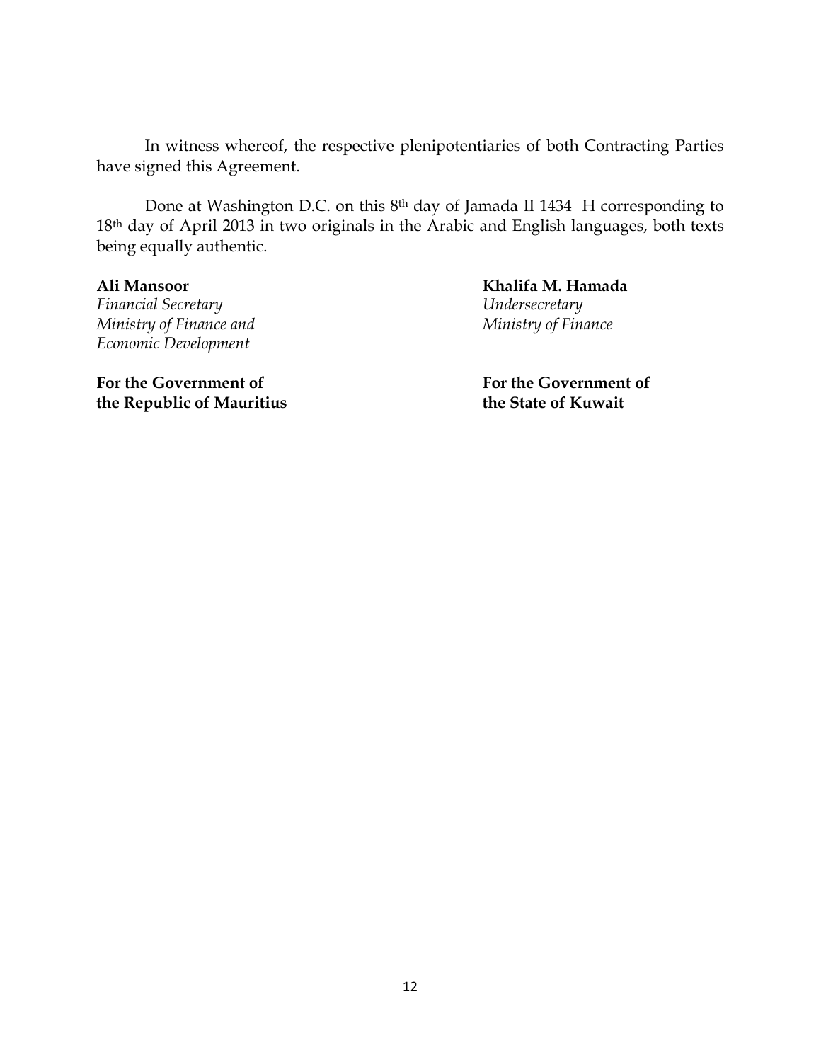In witness whereof, the respective plenipotentiaries of both Contracting Parties have signed this Agreement.

Done at Washington D.C. on this 8th day of Jamada II 1434 H corresponding to 18th day of April 2013 in two originals in the Arabic and English languages, both texts being equally authentic.

**Ali Mansoor**
*Financial Secretary*
*Ministry of Finance and Economic Development*

**For the Government of the Republic of Mauritius**

**Khalifa M. Hamada**
*Undersecretary*
*Ministry of Finance*

**For the Government of the State of Kuwait**